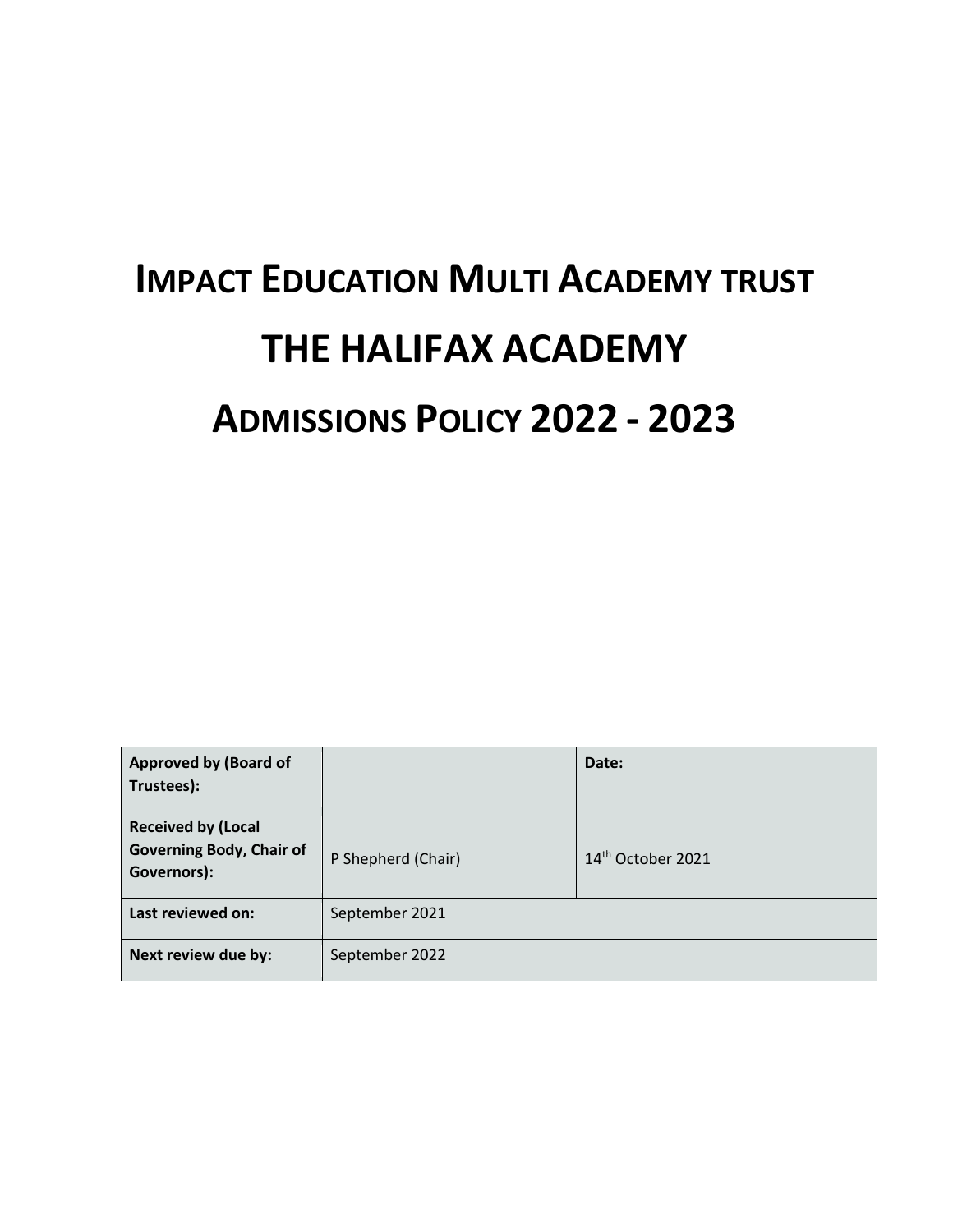# IMPACT EDUCATION MULTI ACADEMY TRUST

# THE HALIFAX ACADEMY

# ADMISSIONS POLICY 2022 - 2023

| **Approved by (Board of Trustees):** | | **Date:** |
|---|---|---|
| **Received by (Local Governing Body, Chair of Governors):** | P Shepherd (Chair) | 14th October 2021 |
| **Last reviewed on:** | September 2021 | |
| **Next review due by:** | September 2022 | |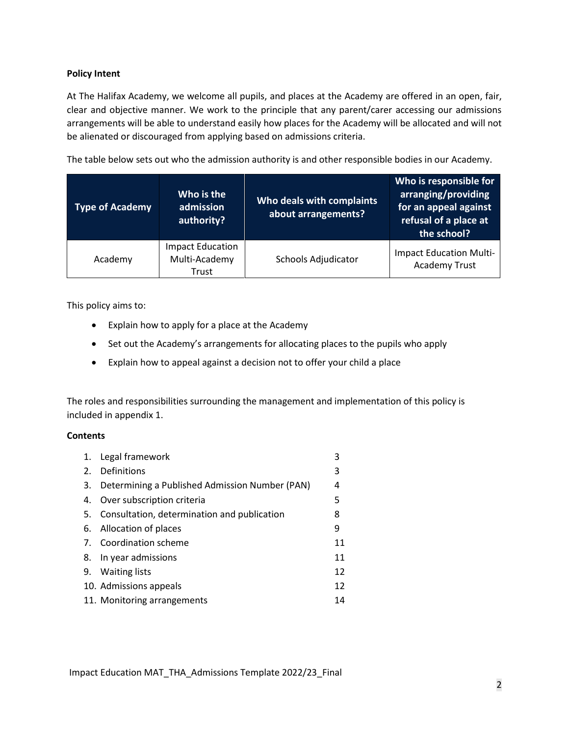**Policy Intent**

At The Halifax Academy, we welcome all pupils, and places at the Academy are offered in an open, fair, clear and objective manner. We work to the principle that any parent/carer accessing our admissions arrangements will be able to understand easily how places for the Academy will be allocated and will not be alienated or discouraged from applying based on admissions criteria.

The table below sets out who the admission authority is and other responsible bodies in our Academy.

| Type of Academy | Who is the admission authority? | Who deals with complaints about arrangements? | Who is responsible for arranging/providing for an appeal against refusal of a place at the school? |
|---|---|---|---|
| Academy | Impact Education Multi-Academy Trust | Schools Adjudicator | Impact Education Multi-Academy Trust |

This policy aims to:

- Explain how to apply for a place at the Academy
- Set out the Academy's arrangements for allocating places to the pupils who apply
- Explain how to appeal against a decision not to offer your child a place

The roles and responsibilities surrounding the management and implementation of this policy is included in appendix 1.

**Contents**

1. Legal framework 3
2. Definitions 3
3. Determining a Published Admission Number (PAN) 4
4. Over subscription criteria 5
5. Consultation, determination and publication 8
6. Allocation of places 9
7. Coordination scheme 11
8. In year admissions 11
9. Waiting lists 12
10. Admissions appeals 12
11. Monitoring arrangements 14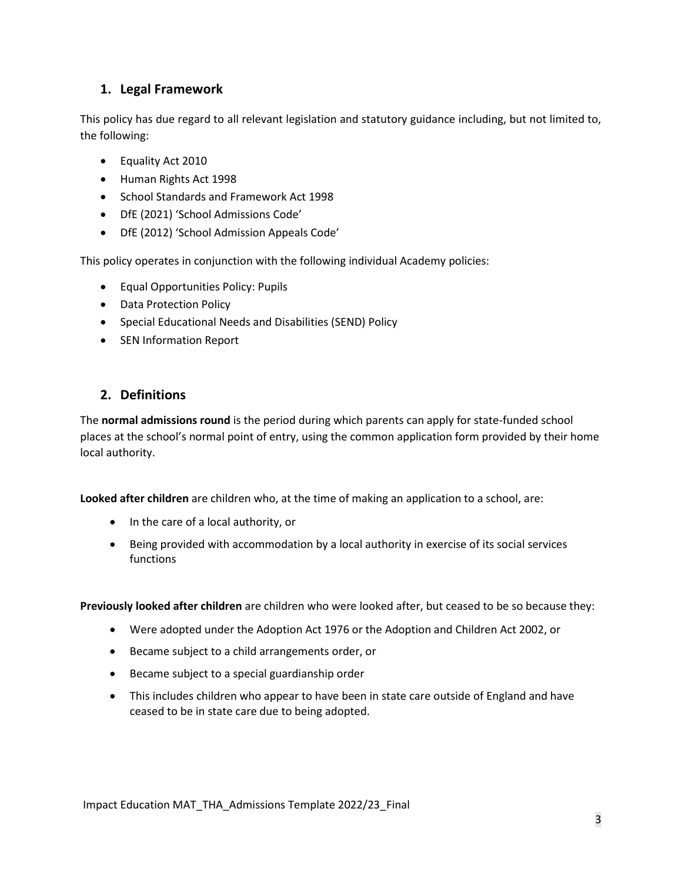## 1. Legal Framework

This policy has due regard to all relevant legislation and statutory guidance including, but not limited to, the following:

- Equality Act 2010
- Human Rights Act 1998
- School Standards and Framework Act 1998
- DfE (2021) 'School Admissions Code'
- DfE (2012) 'School Admission Appeals Code'

This policy operates in conjunction with the following individual Academy policies:

- Equal Opportunities Policy: Pupils
- Data Protection Policy
- Special Educational Needs and Disabilities (SEND) Policy
- SEN Information Report

## 2. Definitions

The **normal admissions round** is the period during which parents can apply for state-funded school places at the school's normal point of entry, using the common application form provided by their home local authority.

**Looked after children** are children who, at the time of making an application to a school, are:

- In the care of a local authority, or
- Being provided with accommodation by a local authority in exercise of its social services functions

**Previously looked after children** are children who were looked after, but ceased to be so because they:

- Were adopted under the Adoption Act 1976 or the Adoption and Children Act 2002, or
- Became subject to a child arrangements order, or
- Became subject to a special guardianship order
- This includes children who appear to have been in state care outside of England and have ceased to be in state care due to being adopted.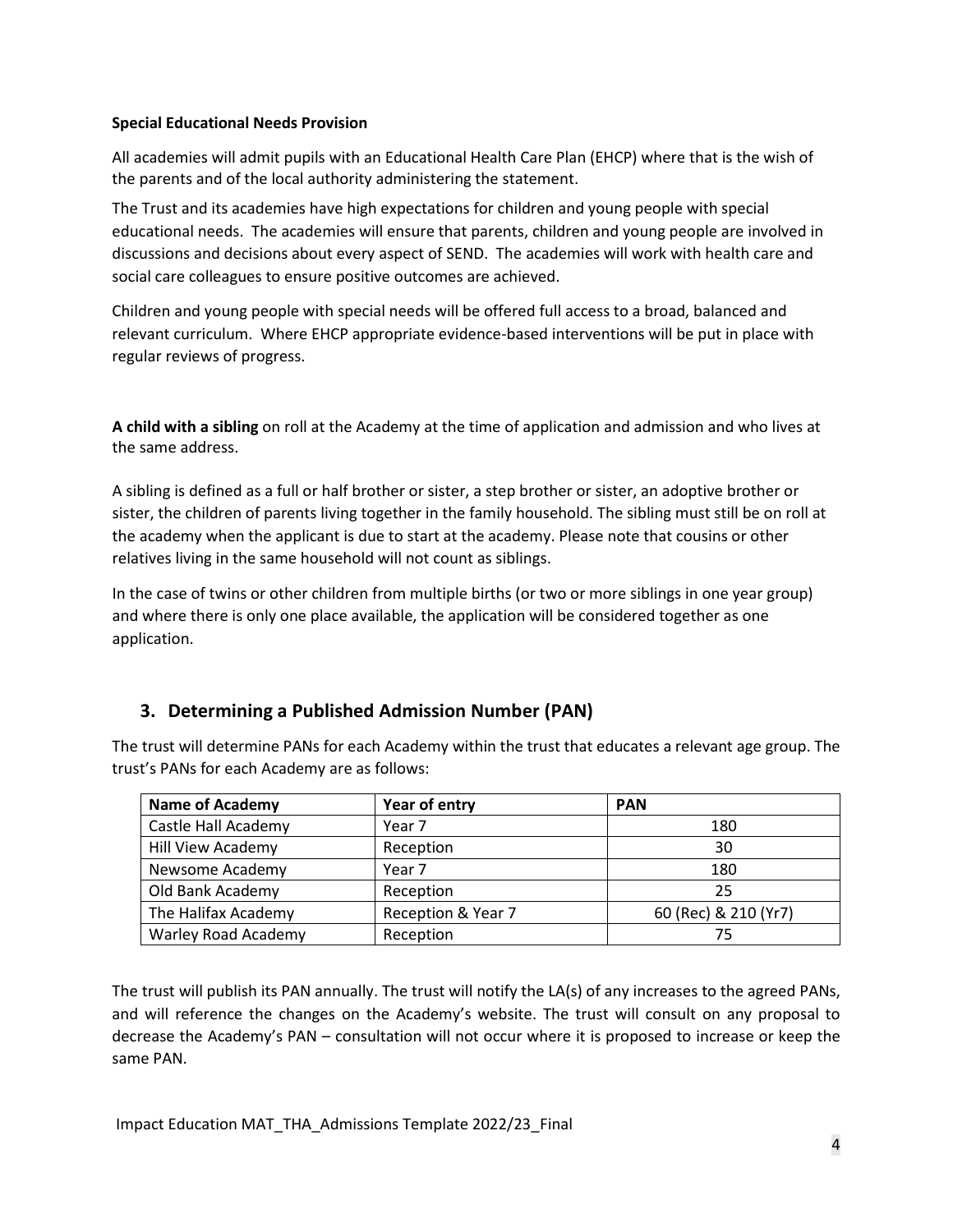**Special Educational Needs Provision**

All academies will admit pupils with an Educational Health Care Plan (EHCP) where that is the wish of the parents and of the local authority administering the statement.

The Trust and its academies have high expectations for children and young people with special educational needs. The academies will ensure that parents, children and young people are involved in discussions and decisions about every aspect of SEND. The academies will work with health care and social care colleagues to ensure positive outcomes are achieved.

Children and young people with special needs will be offered full access to a broad, balanced and relevant curriculum. Where EHCP appropriate evidence-based interventions will be put in place with regular reviews of progress.

**A child with a sibling** on roll at the Academy at the time of application and admission and who lives at the same address.

A sibling is defined as a full or half brother or sister, a step brother or sister, an adoptive brother or sister, the children of parents living together in the family household. The sibling must still be on roll at the academy when the applicant is due to start at the academy. Please note that cousins or other relatives living in the same household will not count as siblings.

In the case of twins or other children from multiple births (or two or more siblings in one year group) and where there is only one place available, the application will be considered together as one application.

## 3. Determining a Published Admission Number (PAN)

The trust will determine PANs for each Academy within the trust that educates a relevant age group. The trust's PANs for each Academy are as follows:

| Name of Academy | Year of entry | PAN |
|---|---|---|
| Castle Hall Academy | Year 7 | 180 |
| Hill View Academy | Reception | 30 |
| Newsome Academy | Year 7 | 180 |
| Old Bank Academy | Reception | 25 |
| The Halifax Academy | Reception & Year 7 | 60 (Rec) & 210 (Yr7) |
| Warley Road Academy | Reception | 75 |

The trust will publish its PAN annually. The trust will notify the LA(s) of any increases to the agreed PANs, and will reference the changes on the Academy's website. The trust will consult on any proposal to decrease the Academy's PAN – consultation will not occur where it is proposed to increase or keep the same PAN.

Impact Education MAT_THA_Admissions Template 2022/23_Final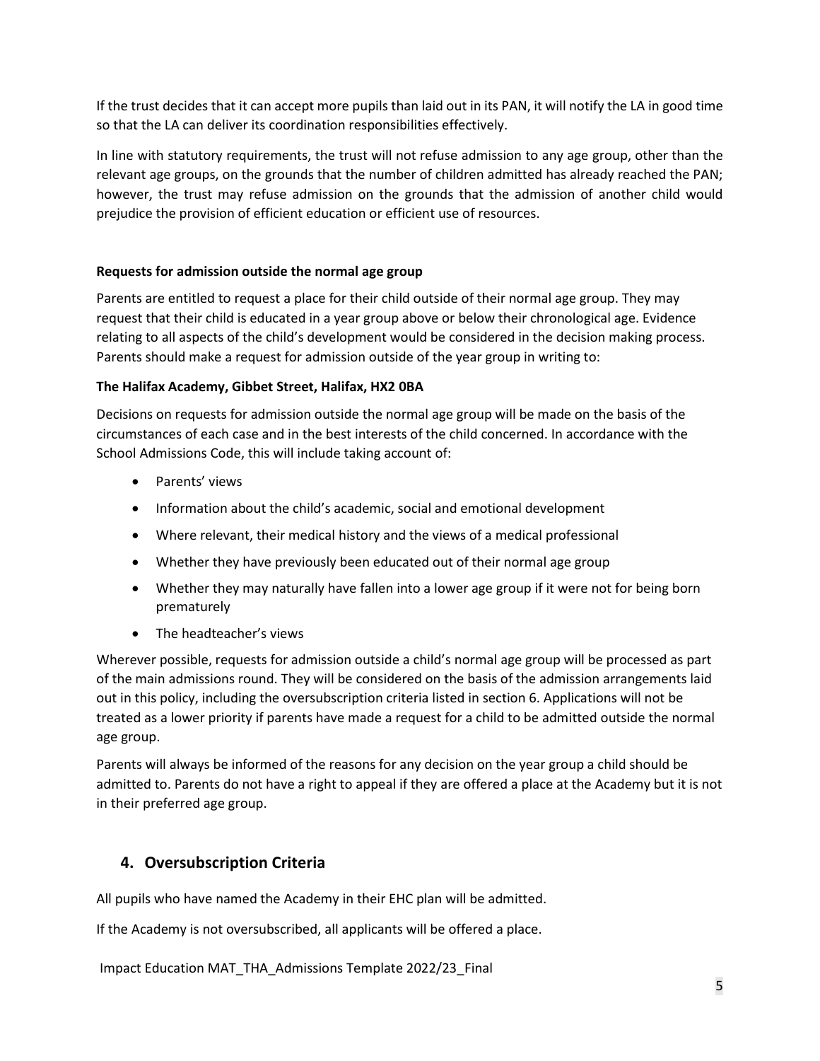If the trust decides that it can accept more pupils than laid out in its PAN, it will notify the LA in good time so that the LA can deliver its coordination responsibilities effectively.

In line with statutory requirements, the trust will not refuse admission to any age group, other than the relevant age groups, on the grounds that the number of children admitted has already reached the PAN; however, the trust may refuse admission on the grounds that the admission of another child would prejudice the provision of efficient education or efficient use of resources.

**Requests for admission outside the normal age group**

Parents are entitled to request a place for their child outside of their normal age group. They may request that their child is educated in a year group above or below their chronological age. Evidence relating to all aspects of the child's development would be considered in the decision making process. Parents should make a request for admission outside of the year group in writing to:

**The Halifax Academy, Gibbet Street, Halifax, HX2 0BA**

Decisions on requests for admission outside the normal age group will be made on the basis of the circumstances of each case and in the best interests of the child concerned. In accordance with the School Admissions Code, this will include taking account of:

- Parents' views
- Information about the child's academic, social and emotional development
- Where relevant, their medical history and the views of a medical professional
- Whether they have previously been educated out of their normal age group
- Whether they may naturally have fallen into a lower age group if it were not for being born prematurely
- The headteacher's views

Wherever possible, requests for admission outside a child's normal age group will be processed as part of the main admissions round. They will be considered on the basis of the admission arrangements laid out in this policy, including the oversubscription criteria listed in section 6. Applications will not be treated as a lower priority if parents have made a request for a child to be admitted outside the normal age group.

Parents will always be informed of the reasons for any decision on the year group a child should be admitted to. Parents do not have a right to appeal if they are offered a place at the Academy but it is not in their preferred age group.

## 4. Oversubscription Criteria

All pupils who have named the Academy in their EHC plan will be admitted.

If the Academy is not oversubscribed, all applicants will be offered a place.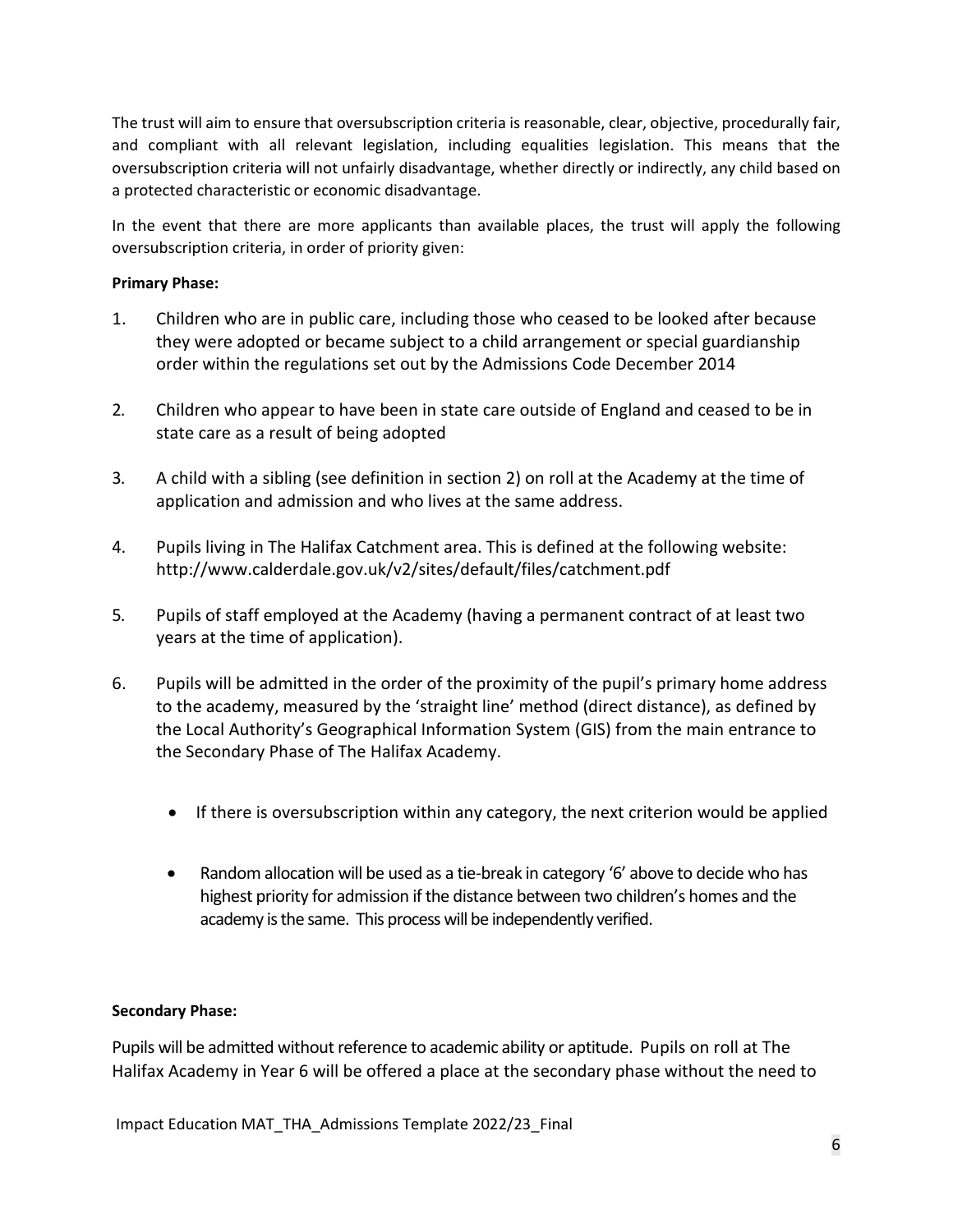The trust will aim to ensure that oversubscription criteria is reasonable, clear, objective, procedurally fair, and compliant with all relevant legislation, including equalities legislation. This means that the oversubscription criteria will not unfairly disadvantage, whether directly or indirectly, any child based on a protected characteristic or economic disadvantage.

In the event that there are more applicants than available places, the trust will apply the following oversubscription criteria, in order of priority given:

**Primary Phase:**

1. Children who are in public care, including those who ceased to be looked after because they were adopted or became subject to a child arrangement or special guardianship order within the regulations set out by the Admissions Code December 2014

2. Children who appear to have been in state care outside of England and ceased to be in state care as a result of being adopted

3. A child with a sibling (see definition in section 2) on roll at the Academy at the time of application and admission and who lives at the same address.

4. Pupils living in The Halifax Catchment area. This is defined at the following website: http://www.calderdale.gov.uk/v2/sites/default/files/catchment.pdf

5. Pupils of staff employed at the Academy (having a permanent contract of at least two years at the time of application).

6. Pupils will be admitted in the order of the proximity of the pupil's primary home address to the academy, measured by the 'straight line' method (direct distance), as defined by the Local Authority's Geographical Information System (GIS) from the main entrance to the Secondary Phase of The Halifax Academy.

   - If there is oversubscription within any category, the next criterion would be applied

   - Random allocation will be used as a tie-break in category '6' above to decide who has highest priority for admission if the distance between two children's homes and the academy is the same. This process will be independently verified.

**Secondary Phase:**

Pupils will be admitted without reference to academic ability or aptitude. Pupils on roll at The Halifax Academy in Year 6 will be offered a place at the secondary phase without the need to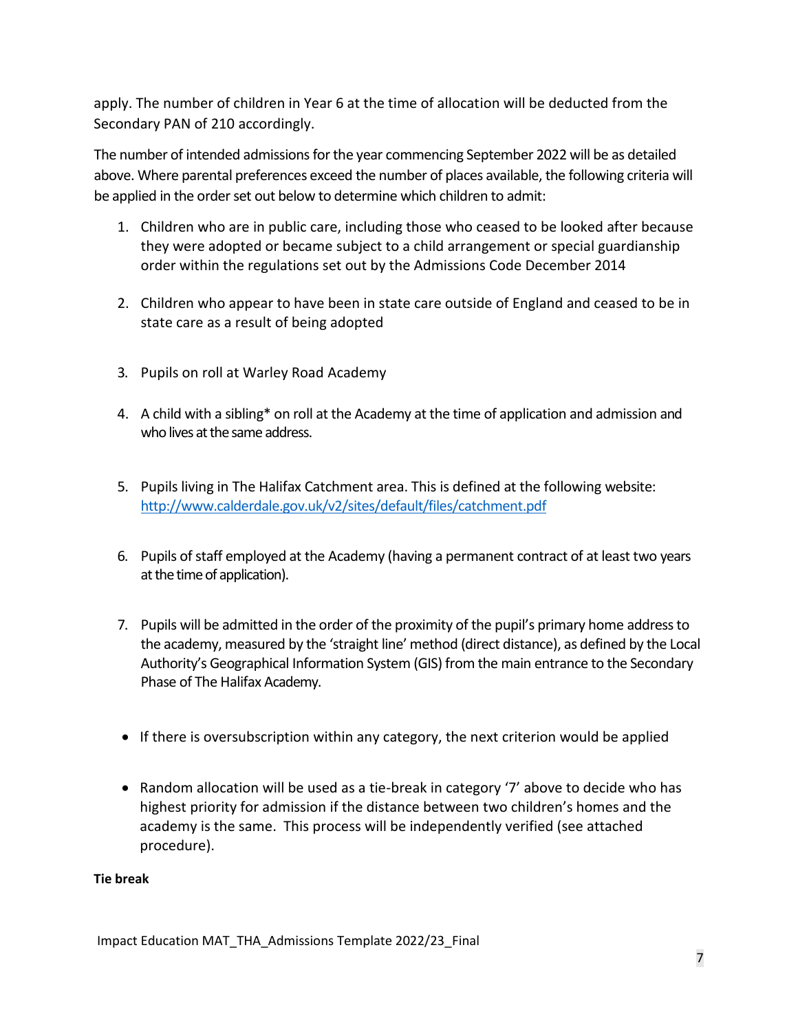apply. The number of children in Year 6 at the time of allocation will be deducted from the Secondary PAN of 210 accordingly.

The number of intended admissions for the year commencing September 2022 will be as detailed above. Where parental preferences exceed the number of places available, the following criteria will be applied in the order set out below to determine which children to admit:

1. Children who are in public care, including those who ceased to be looked after because they were adopted or became subject to a child arrangement or special guardianship order within the regulations set out by the Admissions Code December 2014

2. Children who appear to have been in state care outside of England and ceased to be in state care as a result of being adopted

3. Pupils on roll at Warley Road Academy

4. A child with a sibling* on roll at the Academy at the time of application and admission and who lives at the same address.

5. Pupils living in The Halifax Catchment area. This is defined at the following website: [http://www.calderdale.gov.uk/v2/sites/default/files/catchment.pdf](http://www.calderdale.gov.uk/v2/sites/default/files/catchment.pdf)

6. Pupils of staff employed at the Academy (having a permanent contract of at least two years at the time of application).

7. Pupils will be admitted in the order of the proximity of the pupil's primary home address to the academy, measured by the 'straight line' method (direct distance), as defined by the Local Authority's Geographical Information System (GIS) from the main entrance to the Secondary Phase of The Halifax Academy.

- If there is oversubscription within any category, the next criterion would be applied

- Random allocation will be used as a tie-break in category '7' above to decide who has highest priority for admission if the distance between two children's homes and the academy is the same. This process will be independently verified (see attached procedure).

**Tie break**

Impact Education MAT_THA_Admissions Template 2022/23_Final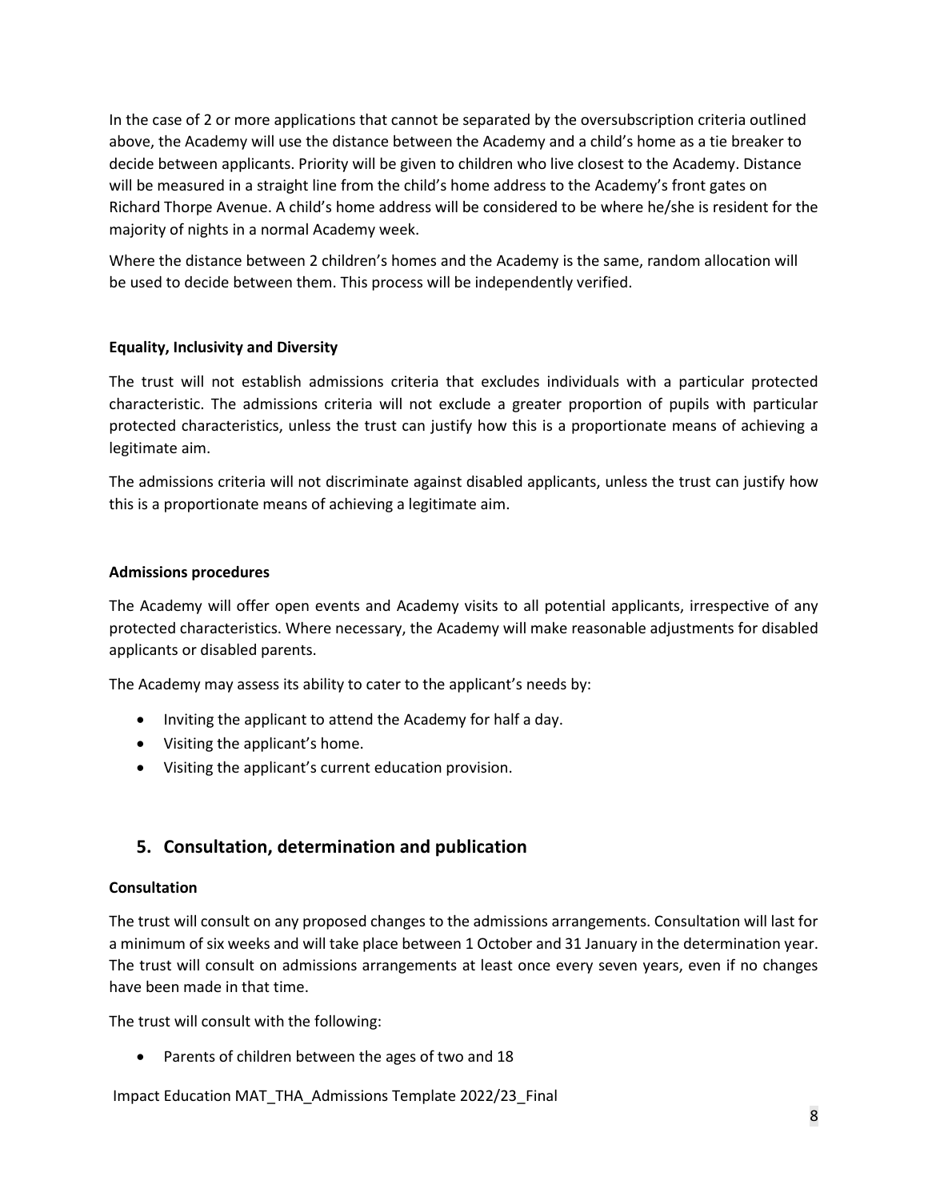In the case of 2 or more applications that cannot be separated by the oversubscription criteria outlined above, the Academy will use the distance between the Academy and a child's home as a tie breaker to decide between applicants. Priority will be given to children who live closest to the Academy. Distance will be measured in a straight line from the child's home address to the Academy's front gates on Richard Thorpe Avenue. A child's home address will be considered to be where he/she is resident for the majority of nights in a normal Academy week.

Where the distance between 2 children's homes and the Academy is the same, random allocation will be used to decide between them. This process will be independently verified.

**Equality, Inclusivity and Diversity**

The trust will not establish admissions criteria that excludes individuals with a particular protected characteristic. The admissions criteria will not exclude a greater proportion of pupils with particular protected characteristics, unless the trust can justify how this is a proportionate means of achieving a legitimate aim.

The admissions criteria will not discriminate against disabled applicants, unless the trust can justify how this is a proportionate means of achieving a legitimate aim.

**Admissions procedures**

The Academy will offer open events and Academy visits to all potential applicants, irrespective of any protected characteristics. Where necessary, the Academy will make reasonable adjustments for disabled applicants or disabled parents.

The Academy may assess its ability to cater to the applicant's needs by:

- Inviting the applicant to attend the Academy for half a day.
- Visiting the applicant's home.
- Visiting the applicant's current education provision.

## 5. Consultation, determination and publication

**Consultation**

The trust will consult on any proposed changes to the admissions arrangements. Consultation will last for a minimum of six weeks and will take place between 1 October and 31 January in the determination year. The trust will consult on admissions arrangements at least once every seven years, even if no changes have been made in that time.

The trust will consult with the following:

- Parents of children between the ages of two and 18

Impact Education MAT_THA_Admissions Template 2022/23_Final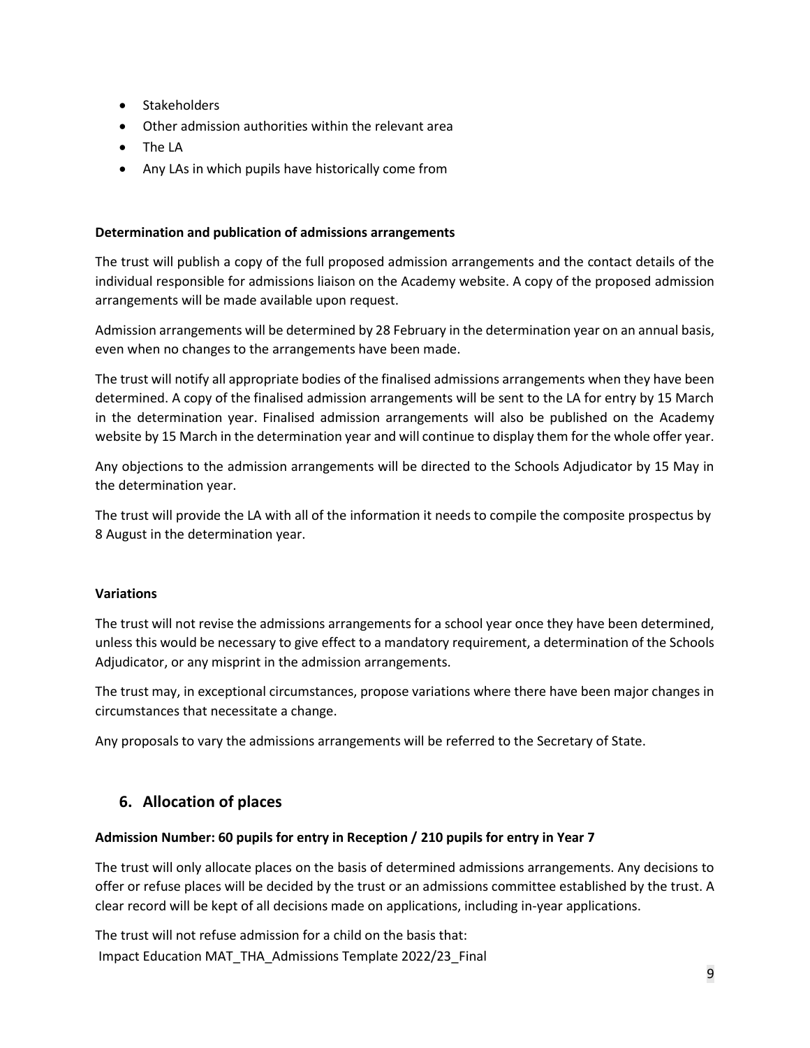- Stakeholders
- Other admission authorities within the relevant area
- The LA
- Any LAs in which pupils have historically come from

**Determination and publication of admissions arrangements**

The trust will publish a copy of the full proposed admission arrangements and the contact details of the individual responsible for admissions liaison on the Academy website. A copy of the proposed admission arrangements will be made available upon request.

Admission arrangements will be determined by 28 February in the determination year on an annual basis, even when no changes to the arrangements have been made.

The trust will notify all appropriate bodies of the finalised admissions arrangements when they have been determined. A copy of the finalised admission arrangements will be sent to the LA for entry by 15 March in the determination year. Finalised admission arrangements will also be published on the Academy website by 15 March in the determination year and will continue to display them for the whole offer year.

Any objections to the admission arrangements will be directed to the Schools Adjudicator by 15 May in the determination year.

The trust will provide the LA with all of the information it needs to compile the composite prospectus by 8 August in the determination year.

**Variations**

The trust will not revise the admissions arrangements for a school year once they have been determined, unless this would be necessary to give effect to a mandatory requirement, a determination of the Schools Adjudicator, or any misprint in the admission arrangements.

The trust may, in exceptional circumstances, propose variations where there have been major changes in circumstances that necessitate a change.

Any proposals to vary the admissions arrangements will be referred to the Secretary of State.

## 6. Allocation of places

**Admission Number: 60 pupils for entry in Reception / 210 pupils for entry in Year 7**

The trust will only allocate places on the basis of determined admissions arrangements. Any decisions to offer or refuse places will be decided by the trust or an admissions committee established by the trust. A clear record will be kept of all decisions made on applications, including in-year applications.

The trust will not refuse admission for a child on the basis that: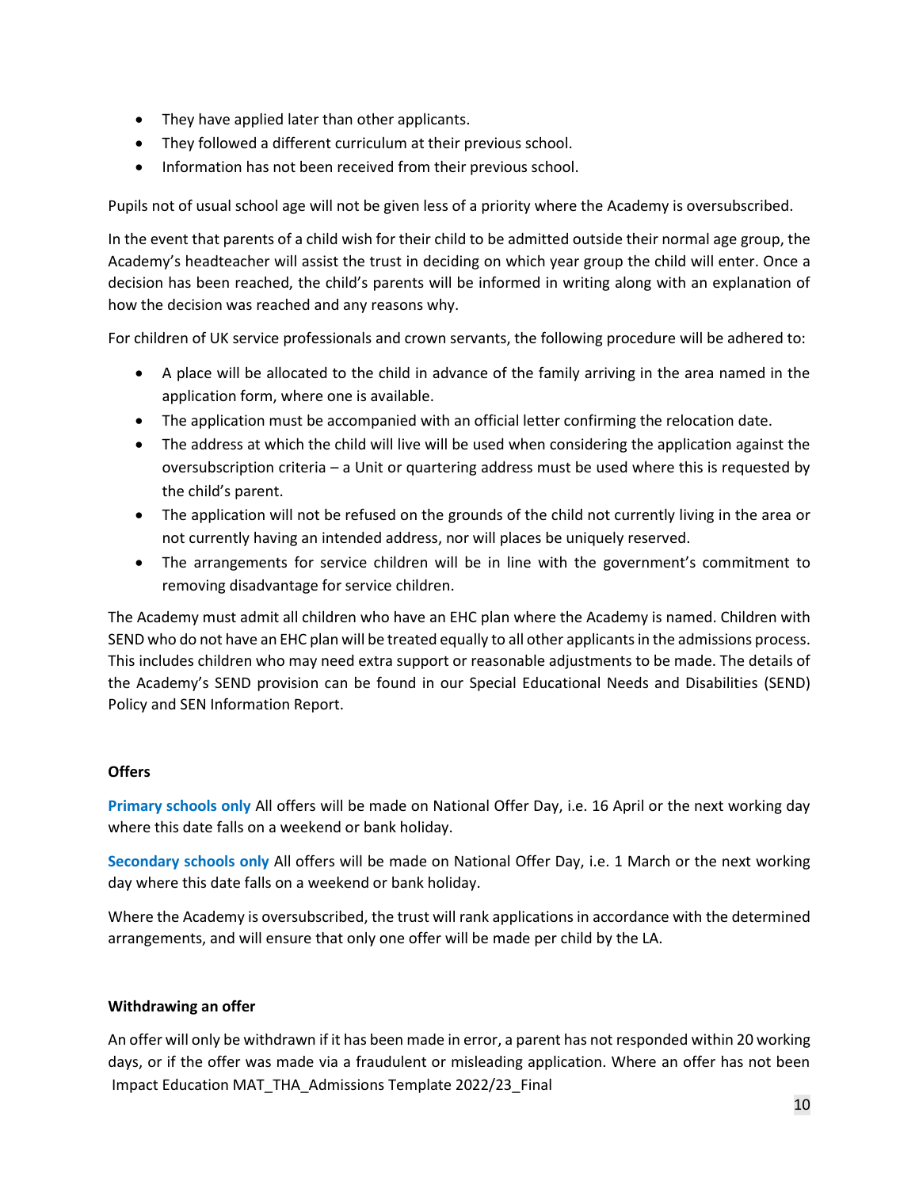- They have applied later than other applicants.
- They followed a different curriculum at their previous school.
- Information has not been received from their previous school.

Pupils not of usual school age will not be given less of a priority where the Academy is oversubscribed.

In the event that parents of a child wish for their child to be admitted outside their normal age group, the Academy's headteacher will assist the trust in deciding on which year group the child will enter. Once a decision has been reached, the child's parents will be informed in writing along with an explanation of how the decision was reached and any reasons why.

For children of UK service professionals and crown servants, the following procedure will be adhered to:

- A place will be allocated to the child in advance of the family arriving in the area named in the application form, where one is available.
- The application must be accompanied with an official letter confirming the relocation date.
- The address at which the child will live will be used when considering the application against the oversubscription criteria – a Unit or quartering address must be used where this is requested by the child's parent.
- The application will not be refused on the grounds of the child not currently living in the area or not currently having an intended address, nor will places be uniquely reserved.
- The arrangements for service children will be in line with the government's commitment to removing disadvantage for service children.

The Academy must admit all children who have an EHC plan where the Academy is named. Children with SEND who do not have an EHC plan will be treated equally to all other applicants in the admissions process. This includes children who may need extra support or reasonable adjustments to be made. The details of the Academy's SEND provision can be found in our Special Educational Needs and Disabilities (SEND) Policy and SEN Information Report.

**Offers**

**Primary schools only** All offers will be made on National Offer Day, i.e. 16 April or the next working day where this date falls on a weekend or bank holiday.

**Secondary schools only** All offers will be made on National Offer Day, i.e. 1 March or the next working day where this date falls on a weekend or bank holiday.

Where the Academy is oversubscribed, the trust will rank applications in accordance with the determined arrangements, and will ensure that only one offer will be made per child by the LA.

**Withdrawing an offer**

An offer will only be withdrawn if it has been made in error, a parent has not responded within 20 working days, or if the offer was made via a fraudulent or misleading application. Where an offer has not been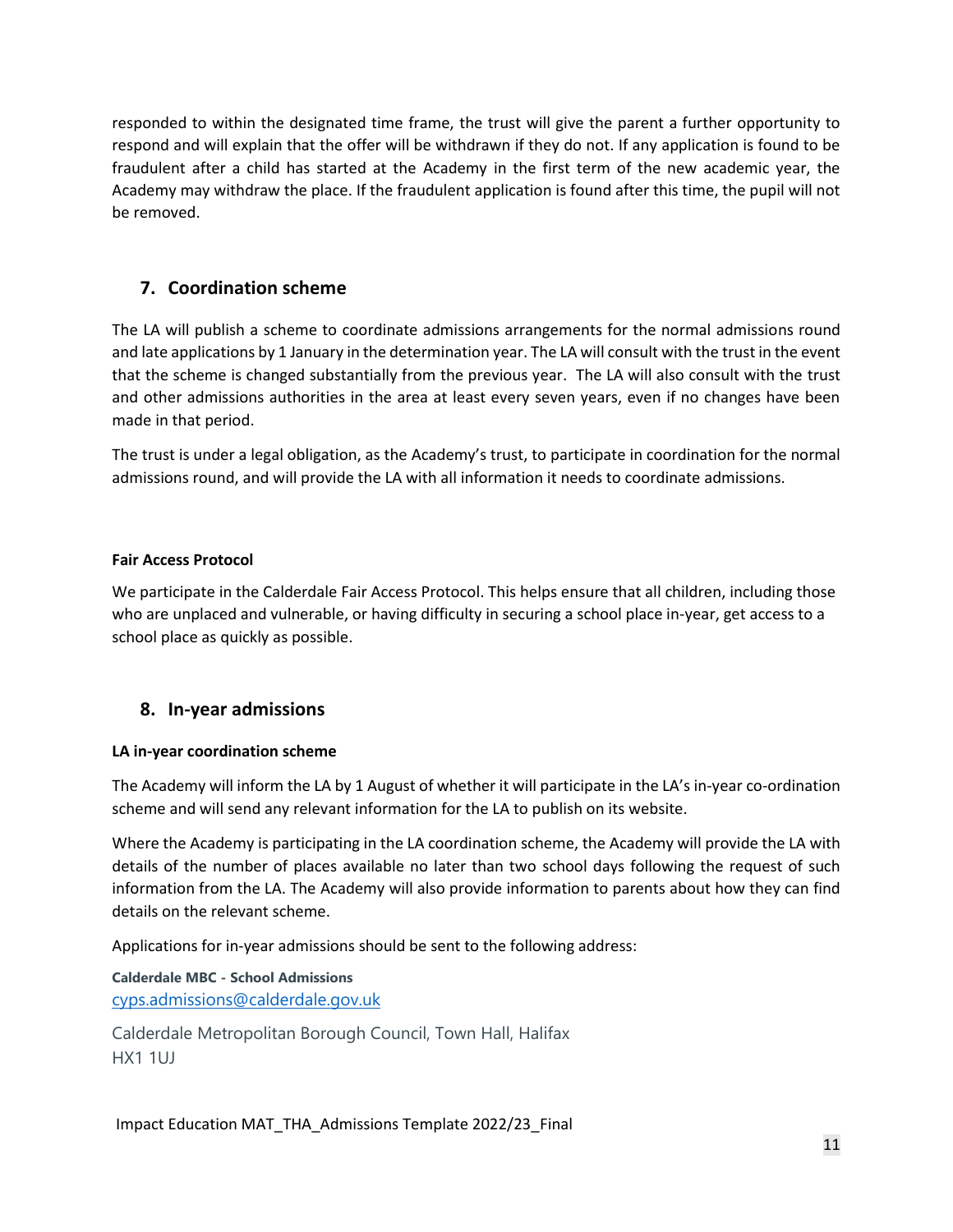responded to within the designated time frame, the trust will give the parent a further opportunity to respond and will explain that the offer will be withdrawn if they do not. If any application is found to be fraudulent after a child has started at the Academy in the first term of the new academic year, the Academy may withdraw the place. If the fraudulent application is found after this time, the pupil will not be removed.

## 7. Coordination scheme

The LA will publish a scheme to coordinate admissions arrangements for the normal admissions round and late applications by 1 January in the determination year. The LA will consult with the trust in the event that the scheme is changed substantially from the previous year. The LA will also consult with the trust and other admissions authorities in the area at least every seven years, even if no changes have been made in that period.

The trust is under a legal obligation, as the Academy's trust, to participate in coordination for the normal admissions round, and will provide the LA with all information it needs to coordinate admissions.

### Fair Access Protocol

We participate in the Calderdale Fair Access Protocol. This helps ensure that all children, including those who are unplaced and vulnerable, or having difficulty in securing a school place in-year, get access to a school place as quickly as possible.

## 8. In-year admissions

### LA in-year coordination scheme

The Academy will inform the LA by 1 August of whether it will participate in the LA's in-year co-ordination scheme and will send any relevant information for the LA to publish on its website.

Where the Academy is participating in the LA coordination scheme, the Academy will provide the LA with details of the number of places available no later than two school days following the request of such information from the LA. The Academy will also provide information to parents about how they can find details on the relevant scheme.

Applications for in-year admissions should be sent to the following address:

**Calderdale MBC - School Admissions**
cyps.admissions@calderdale.gov.uk

Calderdale Metropolitan Borough Council, Town Hall, Halifax
HX1 1UJ

Impact Education MAT_THA_Admissions Template 2022/23_Final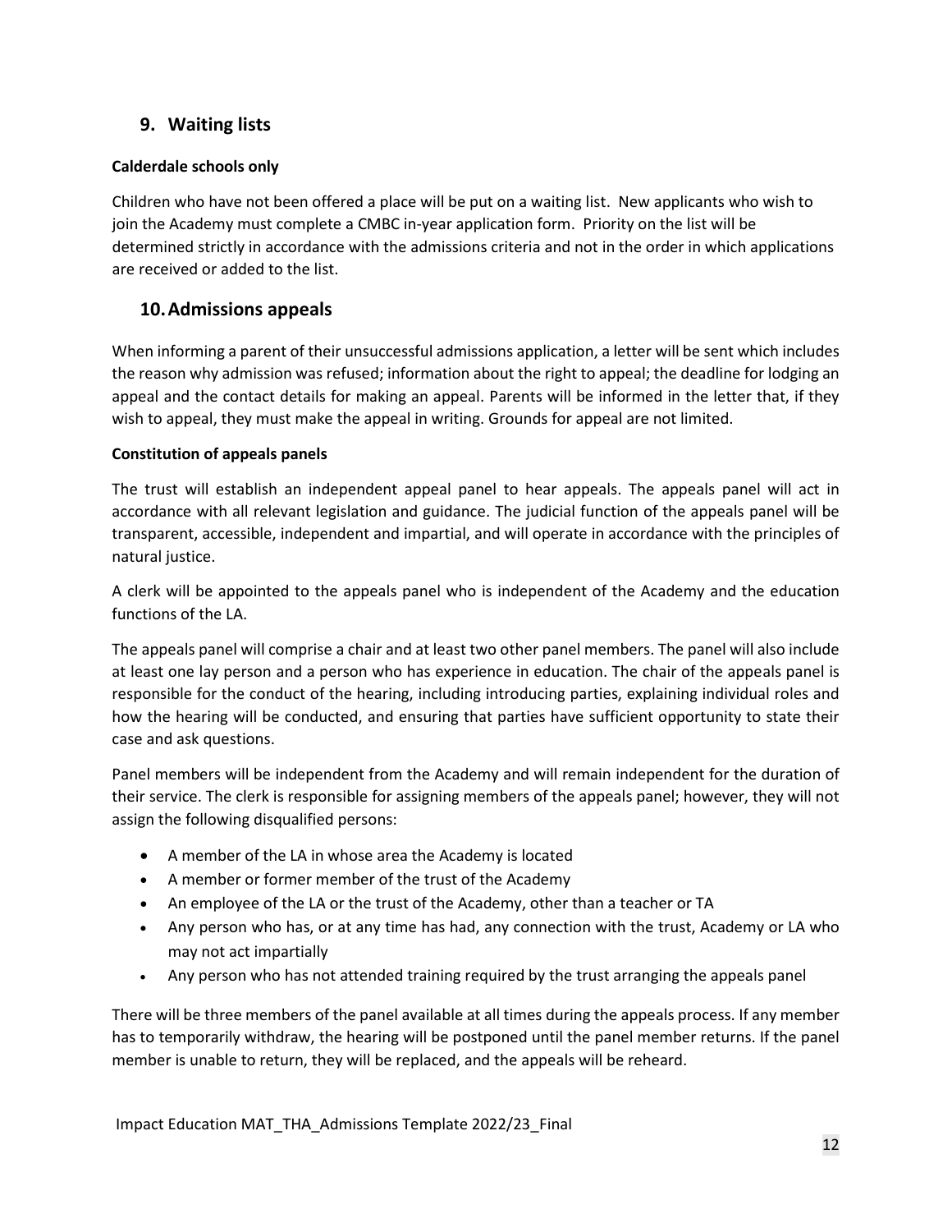## 9. Waiting lists

**Calderdale schools only**

Children who have not been offered a place will be put on a waiting list. New applicants who wish to join the Academy must complete a CMBC in-year application form. Priority on the list will be determined strictly in accordance with the admissions criteria and not in the order in which applications are received or added to the list.

## 10. Admissions appeals

When informing a parent of their unsuccessful admissions application, a letter will be sent which includes the reason why admission was refused; information about the right to appeal; the deadline for lodging an appeal and the contact details for making an appeal. Parents will be informed in the letter that, if they wish to appeal, they must make the appeal in writing. Grounds for appeal are not limited.

**Constitution of appeals panels**

The trust will establish an independent appeal panel to hear appeals. The appeals panel will act in accordance with all relevant legislation and guidance. The judicial function of the appeals panel will be transparent, accessible, independent and impartial, and will operate in accordance with the principles of natural justice.

A clerk will be appointed to the appeals panel who is independent of the Academy and the education functions of the LA.

The appeals panel will comprise a chair and at least two other panel members. The panel will also include at least one lay person and a person who has experience in education. The chair of the appeals panel is responsible for the conduct of the hearing, including introducing parties, explaining individual roles and how the hearing will be conducted, and ensuring that parties have sufficient opportunity to state their case and ask questions.

Panel members will be independent from the Academy and will remain independent for the duration of their service. The clerk is responsible for assigning members of the appeals panel; however, they will not assign the following disqualified persons:

- A member of the LA in whose area the Academy is located
- A member or former member of the trust of the Academy
- An employee of the LA or the trust of the Academy, other than a teacher or TA
- Any person who has, or at any time has had, any connection with the trust, Academy or LA who may not act impartially
- Any person who has not attended training required by the trust arranging the appeals panel

There will be three members of the panel available at all times during the appeals process. If any member has to temporarily withdraw, the hearing will be postponed until the panel member returns. If the panel member is unable to return, they will be replaced, and the appeals will be reheard.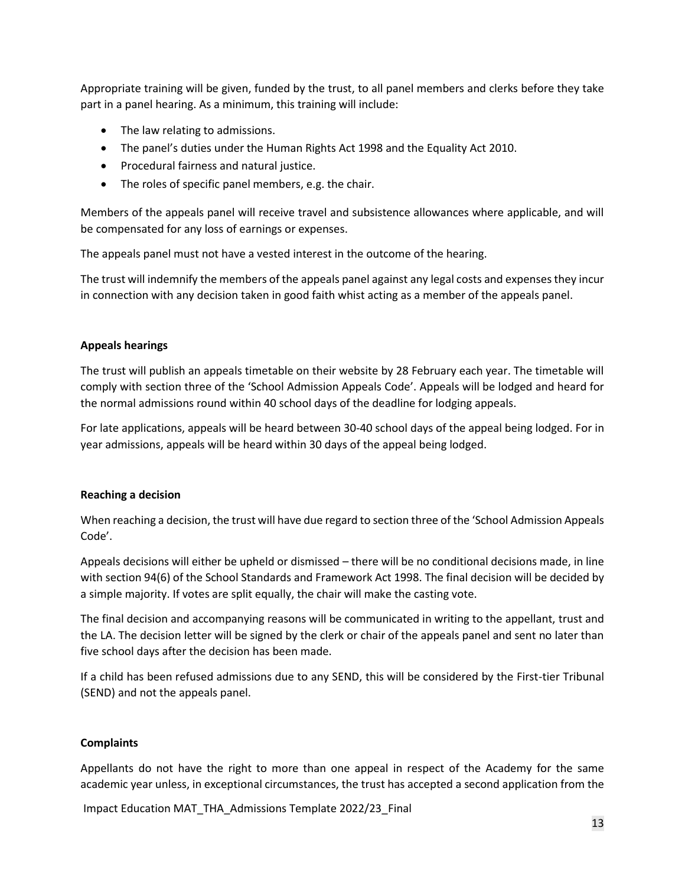Appropriate training will be given, funded by the trust, to all panel members and clerks before they take part in a panel hearing. As a minimum, this training will include:

- The law relating to admissions.
- The panel's duties under the Human Rights Act 1998 and the Equality Act 2010.
- Procedural fairness and natural justice.
- The roles of specific panel members, e.g. the chair.

Members of the appeals panel will receive travel and subsistence allowances where applicable, and will be compensated for any loss of earnings or expenses.

The appeals panel must not have a vested interest in the outcome of the hearing.

The trust will indemnify the members of the appeals panel against any legal costs and expenses they incur in connection with any decision taken in good faith whist acting as a member of the appeals panel.

**Appeals hearings**

The trust will publish an appeals timetable on their website by 28 February each year. The timetable will comply with section three of the 'School Admission Appeals Code'. Appeals will be lodged and heard for the normal admissions round within 40 school days of the deadline for lodging appeals.

For late applications, appeals will be heard between 30-40 school days of the appeal being lodged. For in year admissions, appeals will be heard within 30 days of the appeal being lodged.

**Reaching a decision**

When reaching a decision, the trust will have due regard to section three of the 'School Admission Appeals Code'.

Appeals decisions will either be upheld or dismissed – there will be no conditional decisions made, in line with section 94(6) of the School Standards and Framework Act 1998. The final decision will be decided by a simple majority. If votes are split equally, the chair will make the casting vote.

The final decision and accompanying reasons will be communicated in writing to the appellant, trust and the LA. The decision letter will be signed by the clerk or chair of the appeals panel and sent no later than five school days after the decision has been made.

If a child has been refused admissions due to any SEND, this will be considered by the First-tier Tribunal (SEND) and not the appeals panel.

**Complaints**

Appellants do not have the right to more than one appeal in respect of the Academy for the same academic year unless, in exceptional circumstances, the trust has accepted a second application from the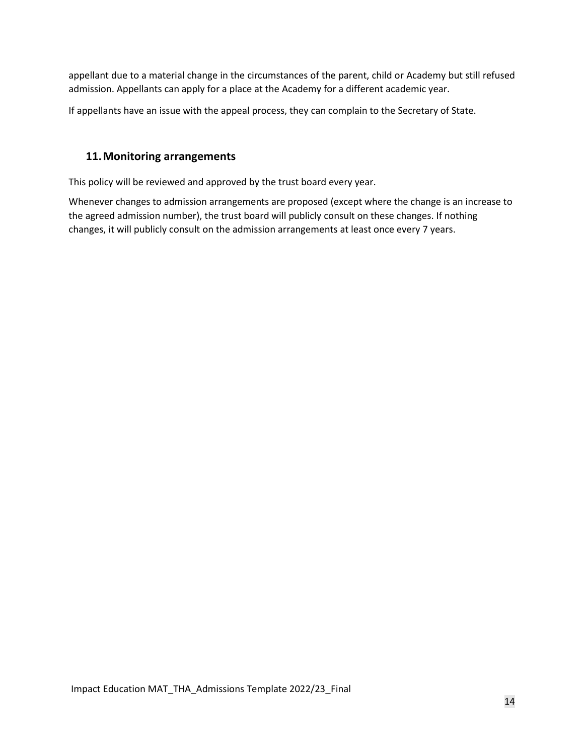appellant due to a material change in the circumstances of the parent, child or Academy but still refused admission. Appellants can apply for a place at the Academy for a different academic year.

If appellants have an issue with the appeal process, they can complain to the Secretary of State.

## 11. Monitoring arrangements

This policy will be reviewed and approved by the trust board every year.

Whenever changes to admission arrangements are proposed (except where the change is an increase to the agreed admission number), the trust board will publicly consult on these changes. If nothing changes, it will publicly consult on the admission arrangements at least once every 7 years.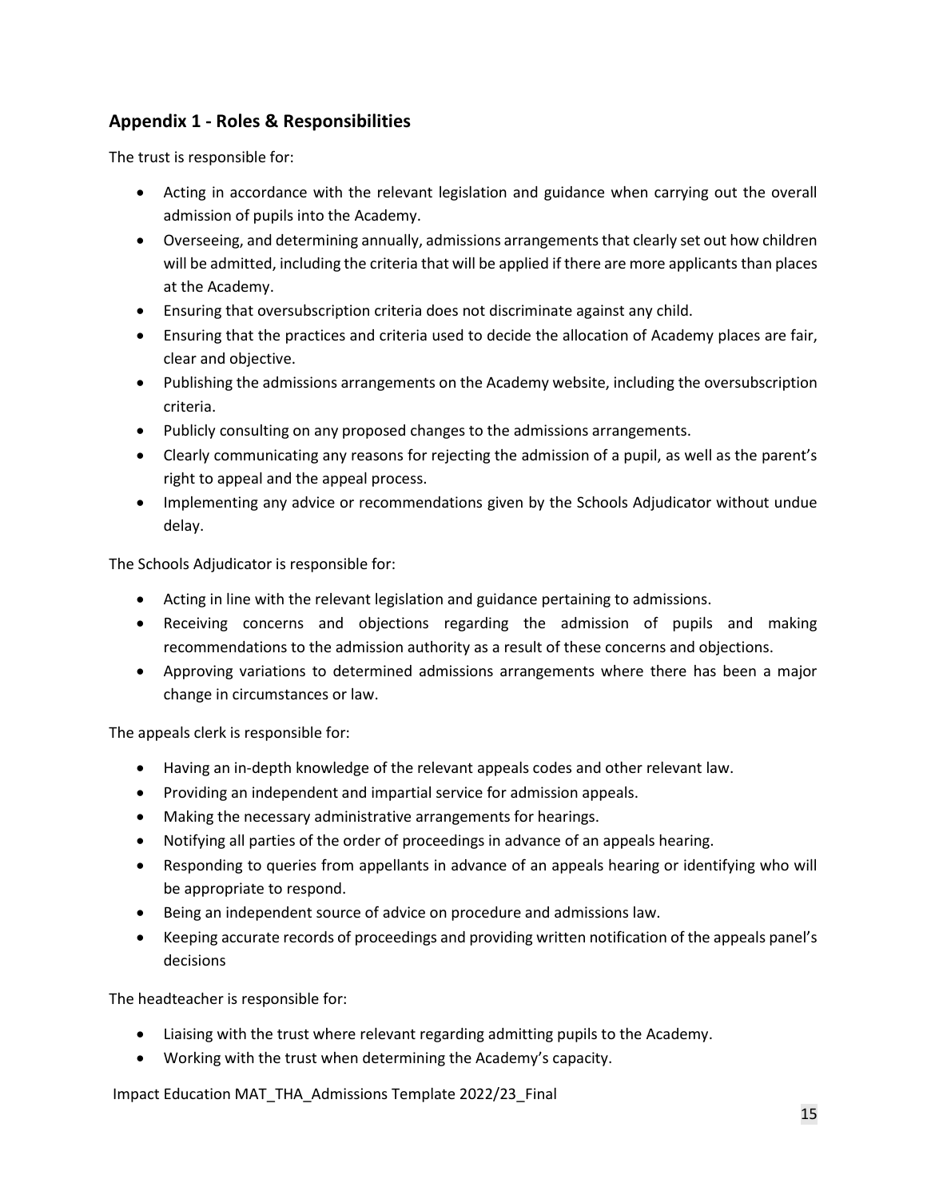## Appendix 1 - Roles & Responsibilities

The trust is responsible for:

- Acting in accordance with the relevant legislation and guidance when carrying out the overall admission of pupils into the Academy.
- Overseeing, and determining annually, admissions arrangements that clearly set out how children will be admitted, including the criteria that will be applied if there are more applicants than places at the Academy.
- Ensuring that oversubscription criteria does not discriminate against any child.
- Ensuring that the practices and criteria used to decide the allocation of Academy places are fair, clear and objective.
- Publishing the admissions arrangements on the Academy website, including the oversubscription criteria.
- Publicly consulting on any proposed changes to the admissions arrangements.
- Clearly communicating any reasons for rejecting the admission of a pupil, as well as the parent's right to appeal and the appeal process.
- Implementing any advice or recommendations given by the Schools Adjudicator without undue delay.

The Schools Adjudicator is responsible for:

- Acting in line with the relevant legislation and guidance pertaining to admissions.
- Receiving concerns and objections regarding the admission of pupils and making recommendations to the admission authority as a result of these concerns and objections.
- Approving variations to determined admissions arrangements where there has been a major change in circumstances or law.

The appeals clerk is responsible for:

- Having an in-depth knowledge of the relevant appeals codes and other relevant law.
- Providing an independent and impartial service for admission appeals.
- Making the necessary administrative arrangements for hearings.
- Notifying all parties of the order of proceedings in advance of an appeals hearing.
- Responding to queries from appellants in advance of an appeals hearing or identifying who will be appropriate to respond.
- Being an independent source of advice on procedure and admissions law.
- Keeping accurate records of proceedings and providing written notification of the appeals panel's decisions

The headteacher is responsible for:

- Liaising with the trust where relevant regarding admitting pupils to the Academy.
- Working with the trust when determining the Academy's capacity.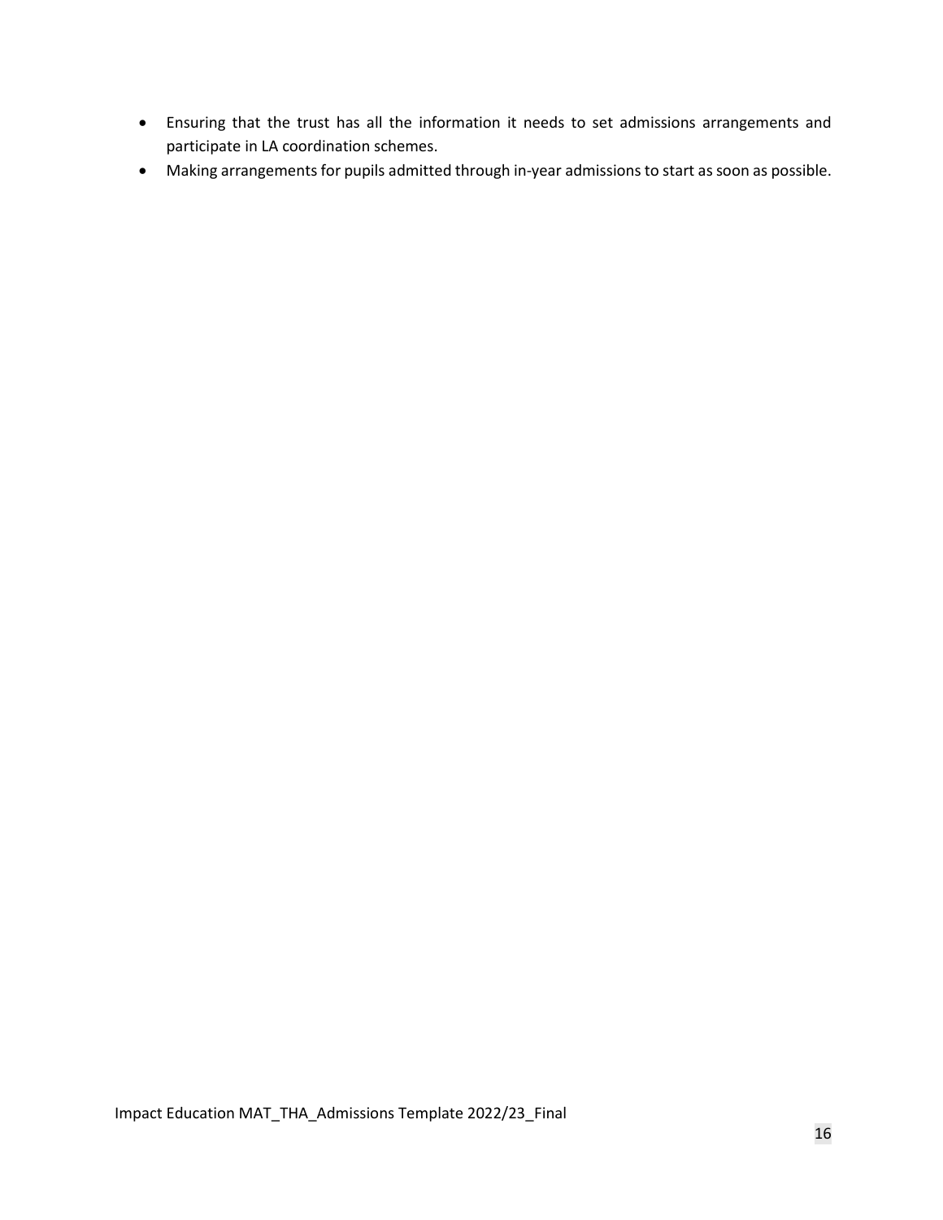- Ensuring that the trust has all the information it needs to set admissions arrangements and participate in LA coordination schemes.
- Making arrangements for pupils admitted through in-year admissions to start as soon as possible.